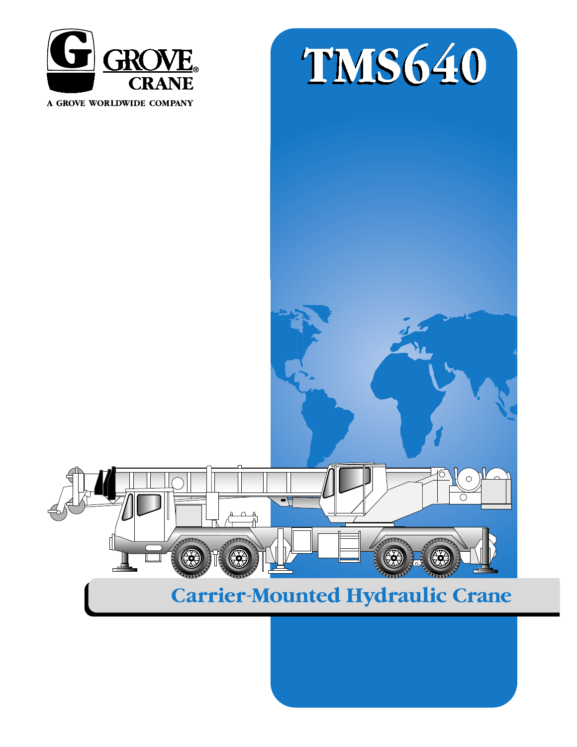GROVE® CRANE

A GROVE WORLDWIDE COMPANY

# TMS640

## Carrier-Mounted Hydraulic Crane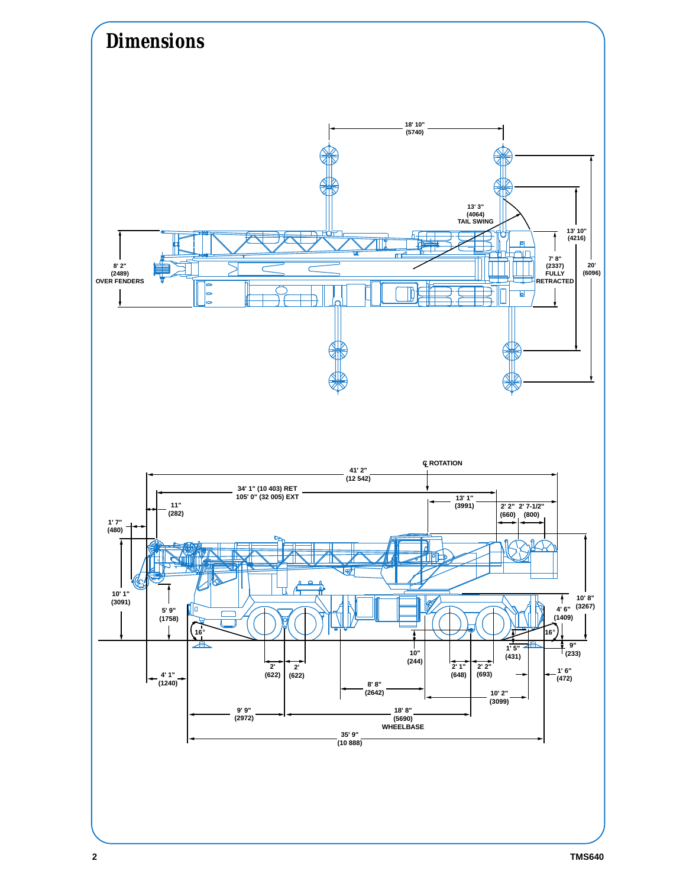# Dimensions

18' 10" (5740)

13' 3" (4064) TAIL SWING

13' 10" (4216)

8' 2" (2489) OVER FENDERS

7' 8" (2337) FULLY RETRACTED

20' (6096)

℄ ROTATION

41' 2" (12 542)

34' 1" (10 403) RET
105' 0" (32 005) EXT

13' 1" (3991)

11" (282)

2' 2" (660)

2' 7-1/2" (800)

1' 7" (480)

10' 1" (3091)

5' 9" (1758)

10' 8" (3267)

4' 6" (1409)

16°

16°

1' 5" (431)

9" (233)

10" (244)

2' (622)

2' (622)

2' 1" (648)

2' 2" (693)

4' 1" (1240)

1' 6" (472)

8' 8" (2642)

10' 2" (3099)

9' 9" (2972)

18' 8" (5690) WHEELBASE

35' 9" (10 888)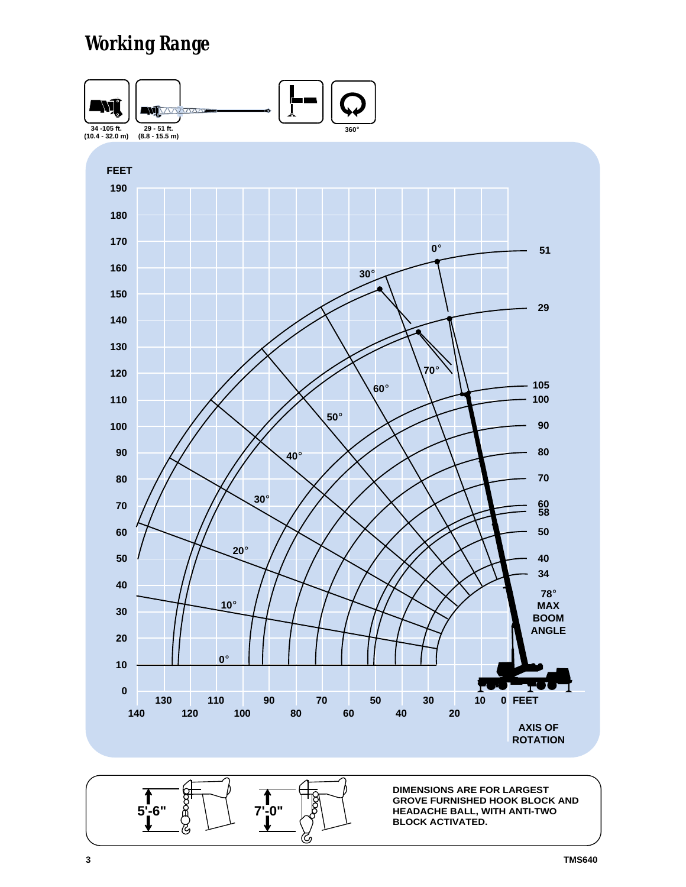# Working Range

34 -105 ft.
(10.4 - 32.0 m)

29 - 51 ft.
(8.8 - 15.5 m)

360°

DIMENSIONS ARE FOR LARGEST GROVE FURNISHED HOOK BLOCK AND HEADACHE BALL, WITH ANTI-TWO BLOCK ACTIVATED.

5'-6"

7'-0"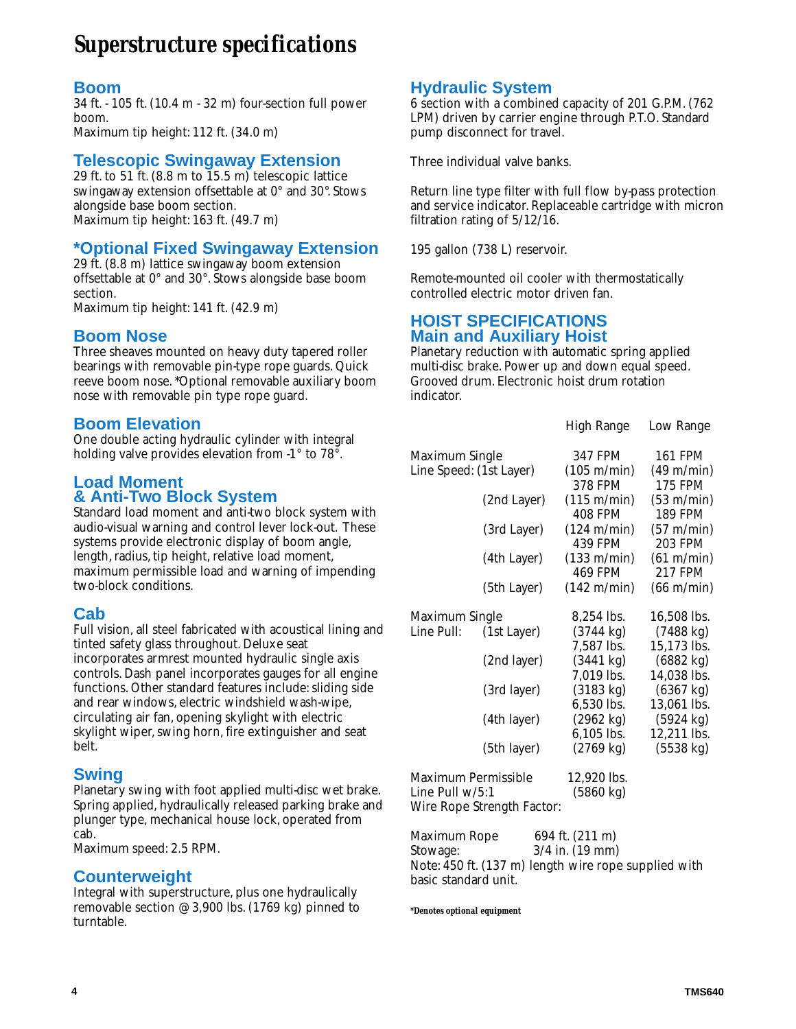# Superstructure specifications

## Boom

34 ft. - 105 ft. (10.4 m - 32 m) four-section full power boom.
Maximum tip height: 112 ft. (34.0 m)

## Telescopic Swingaway Extension

29 ft. to 51 ft. (8.8 m to 15.5 m) telescopic lattice swingaway extension offsettable at 0° and 30°. Stows alongside base boom section.
Maximum tip height: 163 ft. (49.7 m)

## *Optional Fixed Swingaway Extension

29 ft. (8.8 m) lattice swingaway boom extension offsettable at 0° and 30°. Stows alongside base boom section.
Maximum tip height: 141 ft. (42.9 m)

## Boom Nose

Three sheaves mounted on heavy duty tapered roller bearings with removable pin-type rope guards. Quick reeve boom nose. *Optional removable auxiliary boom nose with removable pin type rope guard.

## Boom Elevation

One double acting hydraulic cylinder with integral holding valve provides elevation from -1° to 78°.

## Load Moment & Anti-Two Block System

Standard load moment and anti-two block system with audio-visual warning and control lever lock-out. These systems provide electronic display of boom angle, length, radius, tip height, relative load moment, maximum permissible load and warning of impending two-block conditions.

## Cab

Full vision, all steel fabricated with acoustical lining and tinted safety glass throughout. Deluxe seat incorporates armrest mounted hydraulic single axis controls. Dash panel incorporates gauges for all engine functions. Other standard features include: sliding side and rear windows, electric windshield wash-wipe, circulating air fan, opening skylight with electric skylight wiper, swing horn, fire extinguisher and seat belt.

## Swing

Planetary swing with foot applied multi-disc wet brake. Spring applied, hydraulically released parking brake and plunger type, mechanical house lock, operated from cab.
Maximum speed: 2.5 RPM.

## Counterweight

Integral with superstructure, plus one hydraulically removable section @ 3,900 lbs. (1769 kg) pinned to turntable.

## Hydraulic System

6 section with a combined capacity of 201 G.P.M. (762 LPM) driven by carrier engine through P.T.O. Standard pump disconnect for travel.

Three individual valve banks.

Return line type filter with full flow by-pass protection and service indicator. Replaceable cartridge with micron filtration rating of 5/12/16.

195 gallon (738 L) reservoir.

Remote-mounted oil cooler with thermostatically controlled electric motor driven fan.

## HOIST SPECIFICATIONS
## Main and Auxiliary Hoist

Planetary reduction with automatic spring applied multi-disc brake. Power up and down equal speed. Grooved drum. Electronic hoist drum rotation indicator.

| | | High Range | Low Range |
|---|---|---|---|
| Maximum Single Line Speed: | (1st Layer) | 347 FPM (105 m/min) | 161 FPM (49 m/min) |
| | (2nd Layer) | 378 FPM (115 m/min) | 175 FPM (53 m/min) |
| | (3rd Layer) | 408 FPM (124 m/min) | 189 FPM (57 m/min) |
| | (4th Layer) | 439 FPM (133 m/min) | 203 FPM (61 m/min) |
| | (5th Layer) | 469 FPM (142 m/min) | 217 FPM (66 m/min) |
| Maximum Single Line Pull: | (1st Layer) | 8,254 lbs. (3744 kg) | 16,508 lbs. (7488 kg) |
| | (2nd layer) | 7,587 lbs. (3441 kg) | 15,173 lbs. (6882 kg) |
| | (3rd layer) | 7,019 lbs. (3183 kg) | 14,038 lbs. (6367 kg) |
| | (4th layer) | 6,530 lbs. (2962 kg) | 13,061 lbs. (5924 kg) |
| | (5th layer) | 6,105 lbs. (2769 kg) | 12,211 lbs. (5538 kg) |

Maximum Permissible Line Pull w/5:1 Wire Rope Strength Factor: 12,920 lbs. (5860 kg)

Maximum Rope Stowage: 694 ft. (211 m) 3/4 in. (19 mm)

Note: 450 ft. (137 m) length wire rope supplied with basic standard unit.

***Denotes optional equipment**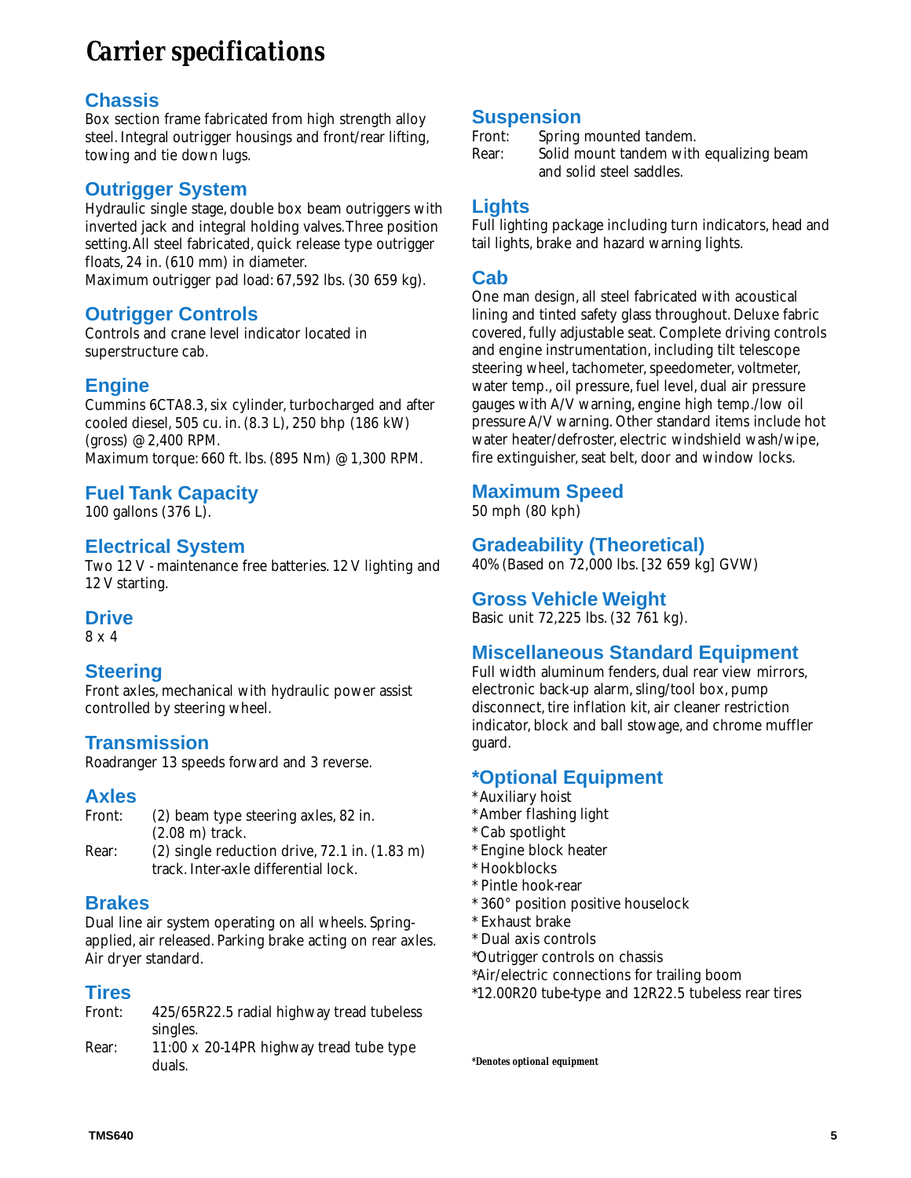# Carrier specifications

## Chassis

Box section frame fabricated from high strength alloy steel. Integral outrigger housings and front/rear lifting, towing and tie down lugs.

## Outrigger System

Hydraulic single stage, double box beam outriggers with inverted jack and integral holding valves. Three position setting. All steel fabricated, quick release type outrigger floats, 24 in. (610 mm) in diameter.
Maximum outrigger pad load: 67,592 lbs. (30 659 kg).

## Outrigger Controls

Controls and crane level indicator located in superstructure cab.

## Engine

Cummins 6CTA8.3, six cylinder, turbocharged and after cooled diesel, 505 cu. in. (8.3 L), 250 bhp (186 kW) (gross) @ 2,400 RPM.
Maximum torque: 660 ft. lbs. (895 Nm) @ 1,300 RPM.

## Fuel Tank Capacity

100 gallons (376 L).

## Electrical System

Two 12 V - maintenance free batteries. 12 V lighting and 12 V starting.

## Drive

8 x 4

## Steering

Front axles, mechanical with hydraulic power assist controlled by steering wheel.

## Transmission

Roadranger 13 speeds forward and 3 reverse.

## Axles

Front: (2) beam type steering axles, 82 in. (2.08 m) track.
Rear: (2) single reduction drive, 72.1 in. (1.83 m) track. Inter-axle differential lock.

## Brakes

Dual line air system operating on all wheels. Spring-applied, air released. Parking brake acting on rear axles. Air dryer standard.

## Tires

Front: 425/65R22.5 radial highway tread tubeless singles.
Rear: 11:00 x 20-14PR highway tread tube type duals.

## Suspension

Front: Spring mounted tandem.
Rear: Solid mount tandem with equalizing beam and solid steel saddles.

## Lights

Full lighting package including turn indicators, head and tail lights, brake and hazard warning lights.

## Cab

One man design, all steel fabricated with acoustical lining and tinted safety glass throughout. Deluxe fabric covered, fully adjustable seat. Complete driving controls and engine instrumentation, including tilt telescope steering wheel, tachometer, speedometer, voltmeter, water temp., oil pressure, fuel level, dual air pressure gauges with A/V warning, engine high temp./low oil pressure A/V warning. Other standard items include hot water heater/defroster, electric windshield wash/wipe, fire extinguisher, seat belt, door and window locks.

## Maximum Speed

50 mph (80 kph)

## Gradeability (Theoretical)

40% (Based on 72,000 lbs. [32 659 kg] GVW)

## Gross Vehicle Weight

Basic unit 72,225 lbs. (32 761 kg).

## Miscellaneous Standard Equipment

Full width aluminum fenders, dual rear view mirrors, electronic back-up alarm, sling/tool box, pump disconnect, tire inflation kit, air cleaner restriction indicator, block and ball stowage, and chrome muffler guard.

## *Optional Equipment

*Auxiliary hoist
*Amber flashing light
*Cab spotlight
*Engine block heater
*Hookblocks
*Pintle hook-rear
*360° position positive houselock
*Exhaust brake
*Dual axis controls
*Outrigger controls on chassis
*Air/electric connections for trailing boom
*12.00R20 tube-type and 12R22.5 tubeless rear tires

***Denotes optional equipment**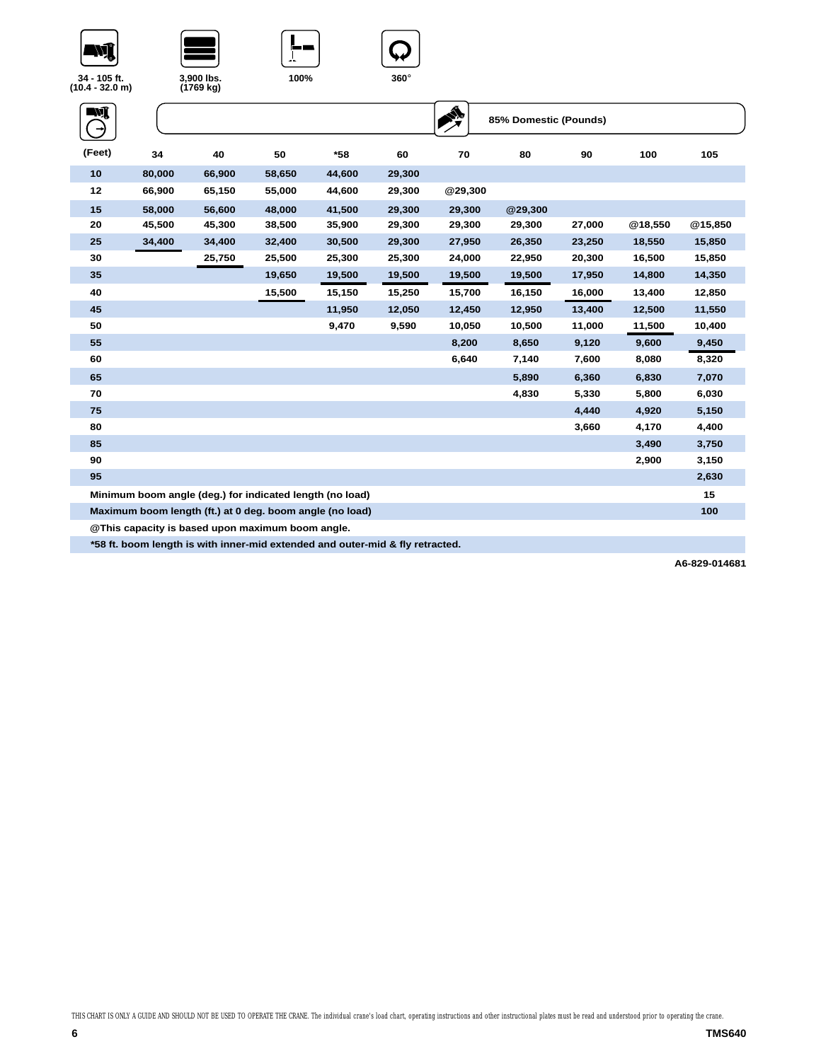34 - 105 ft. (10.4 - 32.0 m) | 3,900 lbs. (1769 kg) | 100% | 360°

85% Domestic (Pounds)

| (Feet) | 34 | 40 | 50 | *58 | 60 | 70 | 80 | 90 | 100 | 105 |
|---|---|---|---|---|---|---|---|---|---|---|
| 10 | 80,000 | 66,900 | 58,650 | 44,600 | 29,300 | | | | | |
| 12 | 66,900 | 65,150 | 55,000 | 44,600 | 29,300 | @29,300 | | | | |
| 15 | 58,000 | 56,600 | 48,000 | 41,500 | 29,300 | 29,300 | @29,300 | | | |
| 20 | 45,500 | 45,300 | 38,500 | 35,900 | 29,300 | 29,300 | 29,300 | 27,000 | @18,550 | @15,850 |
| 25 | 34,400 | 34,400 | 32,400 | 30,500 | 29,300 | 27,950 | 26,350 | 23,250 | 18,550 | 15,850 |
| 30 | | 25,750 | 25,500 | 25,300 | 25,300 | 24,000 | 22,950 | 20,300 | 16,500 | 15,850 |
| 35 | | | 19,650 | 19,500 | 19,500 | 19,500 | 19,500 | 17,950 | 14,800 | 14,350 |
| 40 | | | 15,500 | 15,150 | 15,250 | 15,700 | 16,150 | 16,000 | 13,400 | 12,850 |
| 45 | | | | 11,950 | 12,050 | 12,450 | 12,950 | 13,400 | 12,500 | 11,550 |
| 50 | | | | 9,470 | 9,590 | 10,050 | 10,500 | 11,000 | 11,500 | 10,400 |
| 55 | | | | | | 8,200 | 8,650 | 9,120 | 9,600 | 9,450 |
| 60 | | | | | | 6,640 | 7,140 | 7,600 | 8,080 | 8,320 |
| 65 | | | | | | | 5,890 | 6,360 | 6,830 | 7,070 |
| 70 | | | | | | | 4,830 | 5,330 | 5,800 | 6,030 |
| 75 | | | | | | | | 4,440 | 4,920 | 5,150 |
| 80 | | | | | | | | 3,660 | 4,170 | 4,400 |
| 85 | | | | | | | | | 3,490 | 3,750 |
| 90 | | | | | | | | | 2,900 | 3,150 |
| 95 | | | | | | | | | | 2,630 |
| Minimum boom angle (deg.) for indicated length (no load) | | | | | | | | | | 15 |
| Maximum boom length (ft.) at 0 deg. boom angle (no load) | | | | | | | | | | 100 |

@This capacity is based upon maximum boom angle.

*58 ft. boom length is with inner-mid extended and outer-mid & fly retracted.

A6-829-014681

THIS CHART IS ONLY A GUIDE AND SHOULD NOT BE USED TO OPERATE THE CRANE. The individual crane's load chart, operating instructions and other instructional plates must be read and understood prior to operating the crane.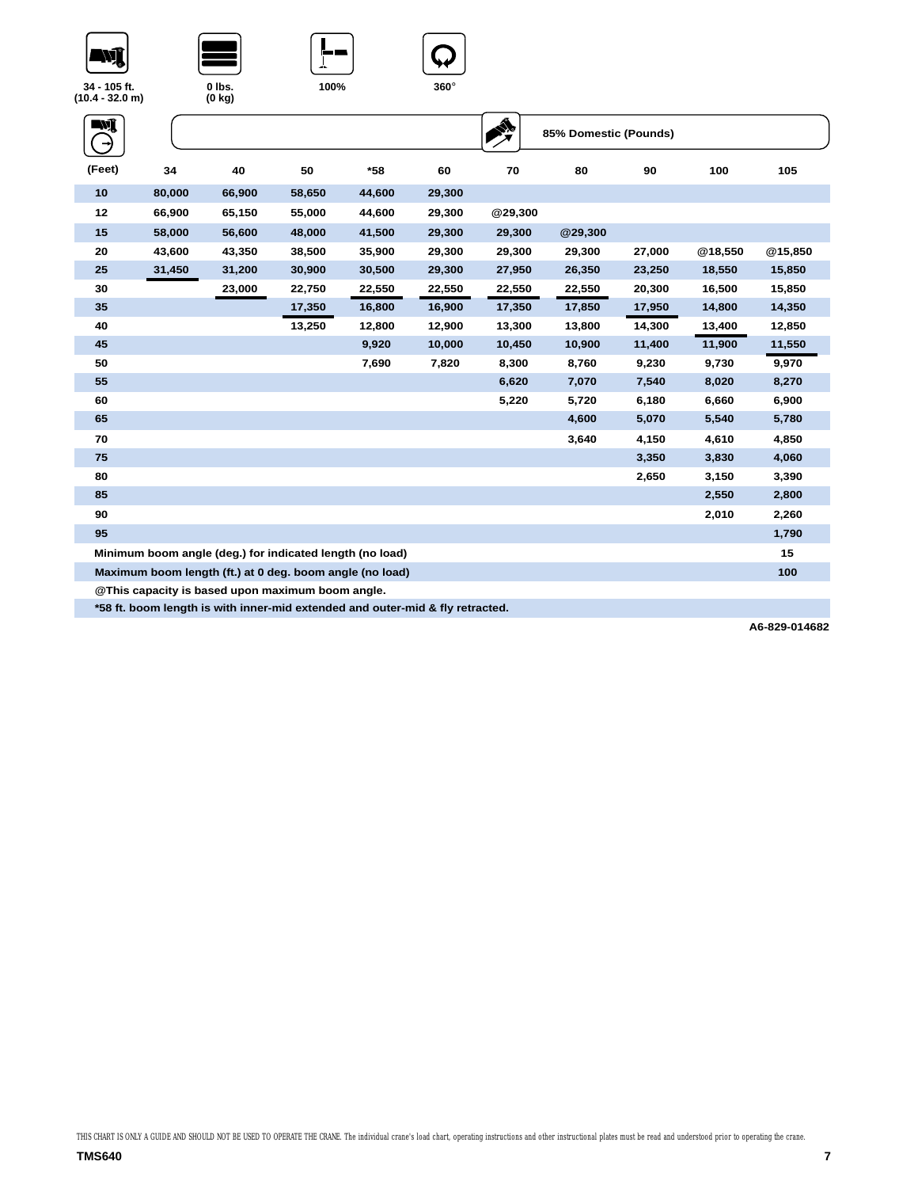34 - 105 ft. (10.4 - 32.0 m) | 0 lbs. (0 kg) | 100% | 360°

85% Domestic (Pounds)

| (Feet) | 34 | 40 | 50 | *58 | 60 | 70 | 80 | 90 | 100 | 105 |
|---|---|---|---|---|---|---|---|---|---|---|
| 10 | 80,000 | 66,900 | 58,650 | 44,600 | 29,300 | | | | | |
| 12 | 66,900 | 65,150 | 55,000 | 44,600 | 29,300 | @29,300 | | | | |
| 15 | 58,000 | 56,600 | 48,000 | 41,500 | 29,300 | 29,300 | @29,300 | | | |
| 20 | 43,600 | 43,350 | 38,500 | 35,900 | 29,300 | 29,300 | 29,300 | 27,000 | @18,550 | @15,850 |
| 25 | 31,450 | 31,200 | 30,900 | 30,500 | 29,300 | 27,950 | 26,350 | 23,250 | 18,550 | 15,850 |
| 30 | | 23,000 | 22,750 | 22,550 | 22,550 | 22,550 | 22,550 | 20,300 | 16,500 | 15,850 |
| 35 | | | 17,350 | 16,800 | 16,900 | 17,350 | 17,850 | 17,950 | 14,800 | 14,350 |
| 40 | | | 13,250 | 12,800 | 12,900 | 13,300 | 13,800 | 14,300 | 13,400 | 12,850 |
| 45 | | | | 9,920 | 10,000 | 10,450 | 10,900 | 11,400 | 11,900 | 11,550 |
| 50 | | | | 7,690 | 7,820 | 8,300 | 8,760 | 9,230 | 9,730 | 9,970 |
| 55 | | | | | | 6,620 | 7,070 | 7,540 | 8,020 | 8,270 |
| 60 | | | | | | 5,220 | 5,720 | 6,180 | 6,660 | 6,900 |
| 65 | | | | | | | 4,600 | 5,070 | 5,540 | 5,780 |
| 70 | | | | | | | 3,640 | 4,150 | 4,610 | 4,850 |
| 75 | | | | | | | | 3,350 | 3,830 | 4,060 |
| 80 | | | | | | | | 2,650 | 3,150 | 3,390 |
| 85 | | | | | | | | | 2,550 | 2,800 |
| 90 | | | | | | | | | 2,010 | 2,260 |
| 95 | | | | | | | | | | 1,790 |
| Minimum boom angle (deg.) for indicated length (no load) | | | | | | | | | | 15 |
| Maximum boom length (ft.) at 0 deg. boom angle (no load) | | | | | | | | | | 100 |

@This capacity is based upon maximum boom angle.

*58 ft. boom length is with inner-mid extended and outer-mid & fly retracted.

A6-829-014682

THIS CHART IS ONLY A GUIDE AND SHOULD NOT BE USED TO OPERATE THE CRANE. The individual crane's load chart, operating instructions and other instructional plates must be read and understood prior to operating the crane.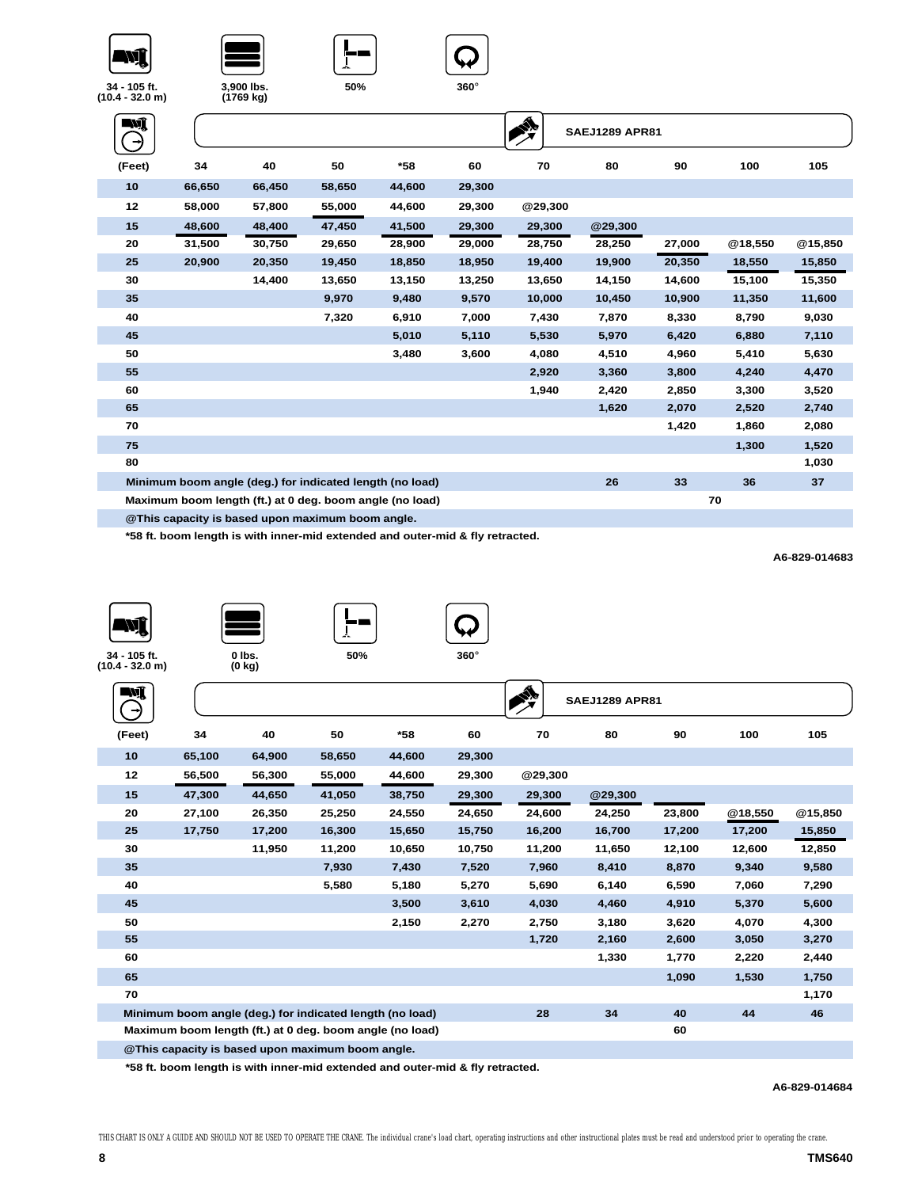34 - 105 ft. (10.4 - 32.0 m) | 3,900 lbs. (1769 kg) | 50% | 360°

SAEJ1289 APR81

| (Feet) | 34 | 40 | 50 | *58 | 60 | 70 | 80 | 90 | 100 | 105 |
|---|---|---|---|---|---|---|---|---|---|---|
| 10 | 66,650 | 66,450 | 58,650 | 44,600 | 29,300 | | | | | |
| 12 | 58,000 | 57,800 | 55,000 | 44,600 | 29,300 | @29,300 | | | | |
| 15 | 48,600 | 48,400 | 47,450 | 41,500 | 29,300 | 29,300 | @29,300 | | | |
| 20 | 31,500 | 30,750 | 29,650 | 28,900 | 29,000 | 28,750 | 28,250 | 27,000 | @18,550 | @15,850 |
| 25 | 20,900 | 20,350 | 19,450 | 18,850 | 18,950 | 19,400 | 19,900 | 20,350 | 18,550 | 15,850 |
| 30 | | 14,400 | 13,650 | 13,150 | 13,250 | 13,650 | 14,150 | 14,600 | 15,100 | 15,350 |
| 35 | | | 9,970 | 9,480 | 9,570 | 10,000 | 10,450 | 10,900 | 11,350 | 11,600 |
| 40 | | | 7,320 | 6,910 | 7,000 | 7,430 | 7,870 | 8,330 | 8,790 | 9,030 |
| 45 | | | | 5,010 | 5,110 | 5,530 | 5,970 | 6,420 | 6,880 | 7,110 |
| 50 | | | | 3,480 | 3,600 | 4,080 | 4,510 | 4,960 | 5,410 | 5,630 |
| 55 | | | | | | 2,920 | 3,360 | 3,800 | 4,240 | 4,470 |
| 60 | | | | | | 1,940 | 2,420 | 2,850 | 3,300 | 3,520 |
| 65 | | | | | | | 1,620 | 2,070 | 2,520 | 2,740 |
| 70 | | | | | | | | 1,420 | 1,860 | 2,080 |
| 75 | | | | | | | | | 1,300 | 1,520 |
| 80 | | | | | | | | | | 1,030 |
| Minimum boom angle (deg.) for indicated length (no load) | | | | | | | 26 | 33 | 36 | 37 |
| Maximum boom length (ft.) at 0 deg. boom angle (no load) | | | | | | | | 70 | | |

@This capacity is based upon maximum boom angle.

*58 ft. boom length is with inner-mid extended and outer-mid & fly retracted.

A6-829-014683

34 - 105 ft. (10.4 - 32.0 m) | 0 lbs. (0 kg) | 50% | 360°

SAEJ1289 APR81

| (Feet) | 34 | 40 | 50 | *58 | 60 | 70 | 80 | 90 | 100 | 105 |
|---|---|---|---|---|---|---|---|---|---|---|
| 10 | 65,100 | 64,900 | 58,650 | 44,600 | 29,300 | | | | | |
| 12 | 56,500 | 56,300 | 55,000 | 44,600 | 29,300 | @29,300 | | | | |
| 15 | 47,300 | 44,650 | 41,050 | 38,750 | 29,300 | 29,300 | @29,300 | | | |
| 20 | 27,100 | 26,350 | 25,250 | 24,550 | 24,650 | 24,600 | 24,250 | 23,800 | @18,550 | @15,850 |
| 25 | 17,750 | 17,200 | 16,300 | 15,650 | 15,750 | 16,200 | 16,700 | 17,200 | 17,200 | 15,850 |
| 30 | | 11,950 | 11,200 | 10,650 | 10,750 | 11,200 | 11,650 | 12,100 | 12,600 | 12,850 |
| 35 | | | 7,930 | 7,430 | 7,520 | 7,960 | 8,410 | 8,870 | 9,340 | 9,580 |
| 40 | | | 5,580 | 5,180 | 5,270 | 5,690 | 6,140 | 6,590 | 7,060 | 7,290 |
| 45 | | | | 3,500 | 3,610 | 4,030 | 4,460 | 4,910 | 5,370 | 5,600 |
| 50 | | | | 2,150 | 2,270 | 2,750 | 3,180 | 3,620 | 4,070 | 4,300 |
| 55 | | | | | | 1,720 | 2,160 | 2,600 | 3,050 | 3,270 |
| 60 | | | | | | | 1,330 | 1,770 | 2,220 | 2,440 |
| 65 | | | | | | | | 1,090 | 1,530 | 1,750 |
| 70 | | | | | | | | | | 1,170 |
| Minimum boom angle (deg.) for indicated length (no load) | | | | | | 28 | 34 | 40 | 44 | 46 |
| Maximum boom length (ft.) at 0 deg. boom angle (no load) | | | | | | | | 60 | | |

@This capacity is based upon maximum boom angle.

*58 ft. boom length is with inner-mid extended and outer-mid & fly retracted.

A6-829-014684

THIS CHART IS ONLY A GUIDE AND SHOULD NOT BE USED TO OPERATE THE CRANE. The individual crane's load chart, operating instructions and other instructional plates must be read and understood prior to operating the crane.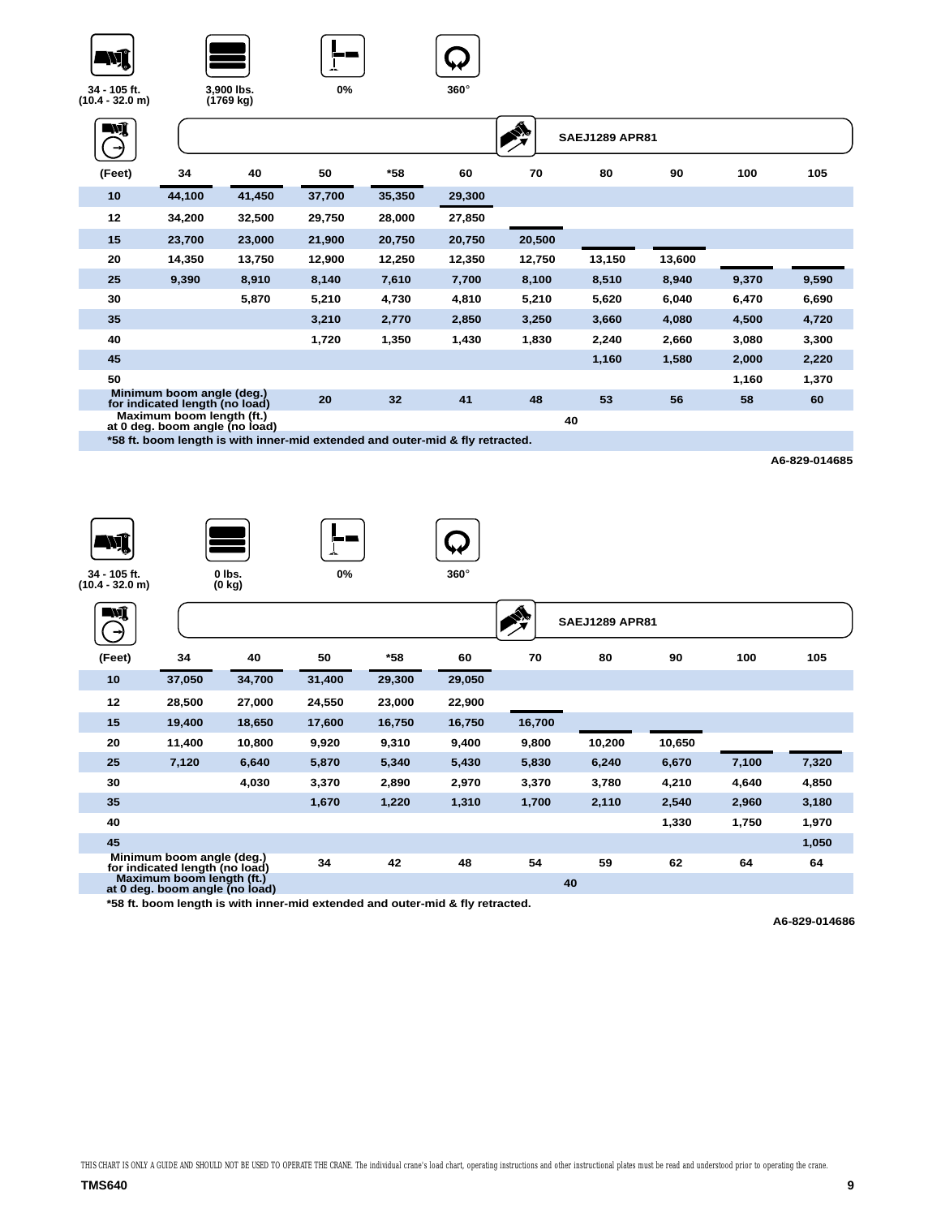34 - 105 ft. (10.4 - 32.0 m) | 3,900 lbs. (1769 kg) | 0% | 360°

SAEJ1289 APR81

| (Feet) | 34 | 40 | 50 | *58 | 60 | 70 | 80 | 90 | 100 | 105 |
|---|---|---|---|---|---|---|---|---|---|---|
| 10 | 44,100 | 41,450 | 37,700 | 35,350 | 29,300 | | | | | |
| 12 | 34,200 | 32,500 | 29,750 | 28,000 | 27,850 | | | | | |
| 15 | 23,700 | 23,000 | 21,900 | 20,750 | 20,750 | 20,500 | | | | |
| 20 | 14,350 | 13,750 | 12,900 | 12,250 | 12,350 | 12,750 | 13,150 | 13,600 | | |
| 25 | 9,390 | 8,910 | 8,140 | 7,610 | 7,700 | 8,100 | 8,510 | 8,940 | 9,370 | 9,590 |
| 30 | | 5,870 | 5,210 | 4,730 | 4,810 | 5,210 | 5,620 | 6,040 | 6,470 | 6,690 |
| 35 | | | 3,210 | 2,770 | 2,850 | 3,250 | 3,660 | 4,080 | 4,500 | 4,720 |
| 40 | | | 1,720 | 1,350 | 1,430 | 1,830 | 2,240 | 2,660 | 3,080 | 3,300 |
| 45 | | | | | | | 1,160 | 1,580 | 2,000 | 2,220 |
| 50 | | | | | | | | | 1,160 | 1,370 |
| Minimum boom angle (deg.) for indicated length (no load) | | | 20 | 32 | 41 | 48 | 53 | 56 | 58 | 60 |
| Maximum boom length (ft.) at 0 deg. boom angle (no load) | 40 | | | | | | | | | |

*58 ft. boom length is with inner-mid extended and outer-mid & fly retracted.

A6-829-014685

34 - 105 ft. (10.4 - 32.0 m) | 0 lbs. (0 kg) | 0% | 360°

SAEJ1289 APR81

| (Feet) | 34 | 40 | 50 | *58 | 60 | 70 | 80 | 90 | 100 | 105 |
|---|---|---|---|---|---|---|---|---|---|---|
| 10 | 37,050 | 34,700 | 31,400 | 29,300 | 29,050 | | | | | |
| 12 | 28,500 | 27,000 | 24,550 | 23,000 | 22,900 | | | | | |
| 15 | 19,400 | 18,650 | 17,600 | 16,750 | 16,750 | 16,700 | | | | |
| 20 | 11,400 | 10,800 | 9,920 | 9,310 | 9,400 | 9,800 | 10,200 | 10,650 | | |
| 25 | 7,120 | 6,640 | 5,870 | 5,340 | 5,430 | 5,830 | 6,240 | 6,670 | 7,100 | 7,320 |
| 30 | | 4,030 | 3,370 | 2,890 | 2,970 | 3,370 | 3,780 | 4,210 | 4,640 | 4,850 |
| 35 | | | 1,670 | 1,220 | 1,310 | 1,700 | 2,110 | 2,540 | 2,960 | 3,180 |
| 40 | | | | | | | | 1,330 | 1,750 | 1,970 |
| 45 | | | | | | | | | | 1,050 |
| Minimum boom angle (deg.) for indicated length (no load) | | | 34 | 42 | 48 | 54 | 59 | 62 | 64 | 64 |
| Maximum boom length (ft.) at 0 deg. boom angle (no load) | 40 | | | | | | | | | |

*58 ft. boom length is with inner-mid extended and outer-mid & fly retracted.

A6-829-014686

THIS CHART IS ONLY A GUIDE AND SHOULD NOT BE USED TO OPERATE THE CRANE. The individual crane's load chart, operating instructions and other instructional plates must be read and understood prior to operating the crane.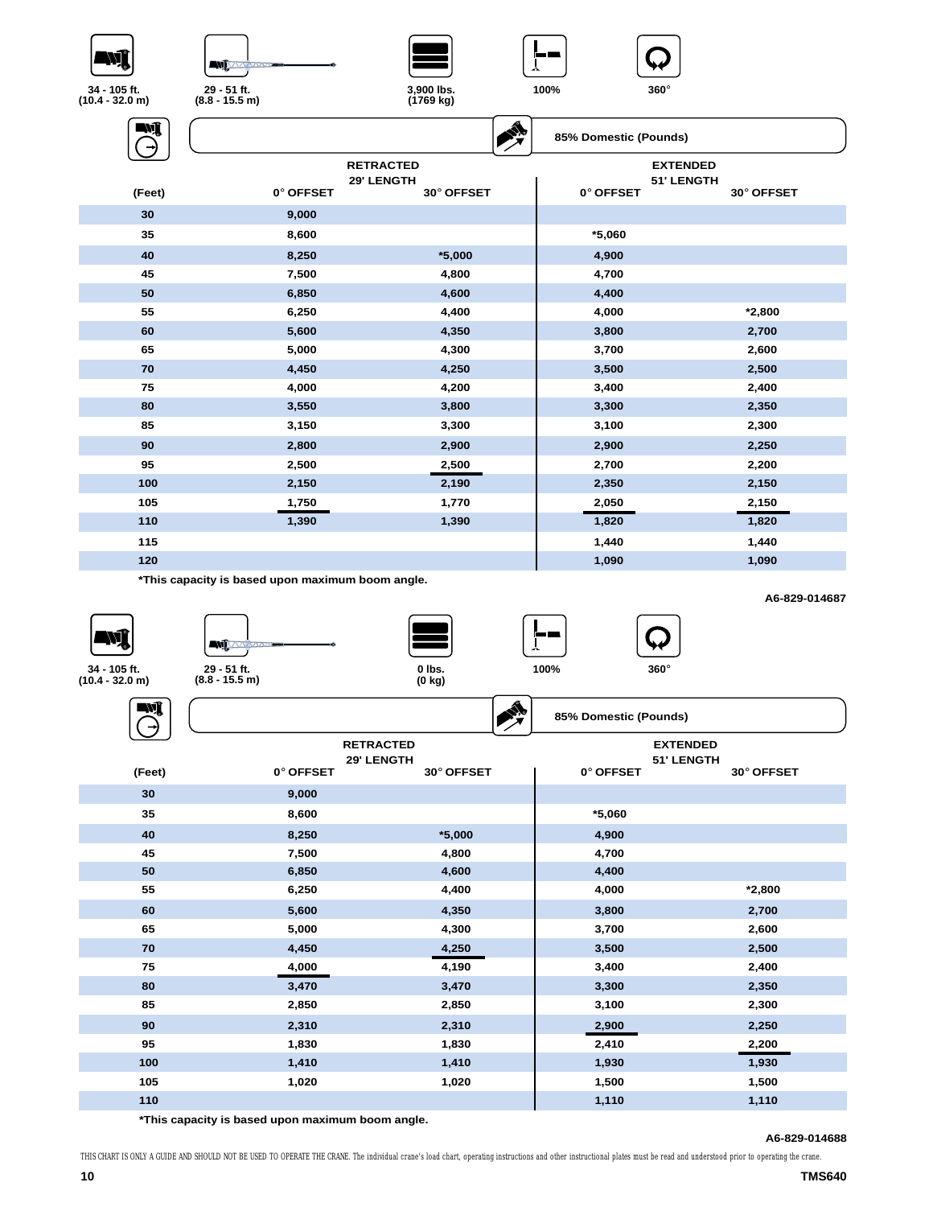34 - 105 ft. (10.4 - 32.0 m) | 29 - 51 ft. (8.8 - 15.5 m) | 3,900 lbs. (1769 kg) | 100% | 360°

**85% Domestic (Pounds)**

| (Feet) | RETRACTED 29' LENGTH 0° OFFSET | RETRACTED 29' LENGTH 30° OFFSET | EXTENDED 51' LENGTH 0° OFFSET | EXTENDED 51' LENGTH 30° OFFSET |
|---|---|---|---|---|
| 30 | 9,000 | | | |
| 35 | 8,600 | | *5,060 | |
| 40 | 8,250 | *5,000 | 4,900 | |
| 45 | 7,500 | 4,800 | 4,700 | |
| 50 | 6,850 | 4,600 | 4,400 | |
| 55 | 6,250 | 4,400 | 4,000 | *2,800 |
| 60 | 5,600 | 4,350 | 3,800 | 2,700 |
| 65 | 5,000 | 4,300 | 3,700 | 2,600 |
| 70 | 4,450 | 4,250 | 3,500 | 2,500 |
| 75 | 4,000 | 4,200 | 3,400 | 2,400 |
| 80 | 3,550 | 3,800 | 3,300 | 2,350 |
| 85 | 3,150 | 3,300 | 3,100 | 2,300 |
| 90 | 2,800 | 2,900 | 2,900 | 2,250 |
| 95 | 2,500 | 2,500 | 2,700 | 2,200 |
| 100 | 2,150 | 2,190 | 2,350 | 2,150 |
| 105 | 1,750 | 1,770 | 2,050 | 2,150 |
| 110 | 1,390 | 1,390 | 1,820 | 1,820 |
| 115 | | | 1,440 | 1,440 |
| 120 | | | 1,090 | 1,090 |

***This capacity is based upon maximum boom angle.**

A6-829-014687

34 - 105 ft. (10.4 - 32.0 m) | 29 - 51 ft. (8.8 - 15.5 m) | 0 lbs. (0 kg) | 100% | 360°

**85% Domestic (Pounds)**

| (Feet) | RETRACTED 29' LENGTH 0° OFFSET | RETRACTED 29' LENGTH 30° OFFSET | EXTENDED 51' LENGTH 0° OFFSET | EXTENDED 51' LENGTH 30° OFFSET |
|---|---|---|---|---|
| 30 | 9,000 | | | |
| 35 | 8,600 | | *5,060 | |
| 40 | 8,250 | *5,000 | 4,900 | |
| 45 | 7,500 | 4,800 | 4,700 | |
| 50 | 6,850 | 4,600 | 4,400 | |
| 55 | 6,250 | 4,400 | 4,000 | *2,800 |
| 60 | 5,600 | 4,350 | 3,800 | 2,700 |
| 65 | 5,000 | 4,300 | 3,700 | 2,600 |
| 70 | 4,450 | 4,250 | 3,500 | 2,500 |
| 75 | 4,000 | 4,190 | 3,400 | 2,400 |
| 80 | 3,470 | 3,470 | 3,300 | 2,350 |
| 85 | 2,850 | 2,850 | 3,100 | 2,300 |
| 90 | 2,310 | 2,310 | 2,900 | 2,250 |
| 95 | 1,830 | 1,830 | 2,410 | 2,200 |
| 100 | 1,410 | 1,410 | 1,930 | 1,930 |
| 105 | 1,020 | 1,020 | 1,500 | 1,500 |
| 110 | | | 1,110 | 1,110 |

***This capacity is based upon maximum boom angle.**

A6-829-014688

THIS CHART IS ONLY A GUIDE AND SHOULD NOT BE USED TO OPERATE THE CRANE. The individual crane's load chart, operating instructions and other instructional plates must be read and understood prior to operating the crane.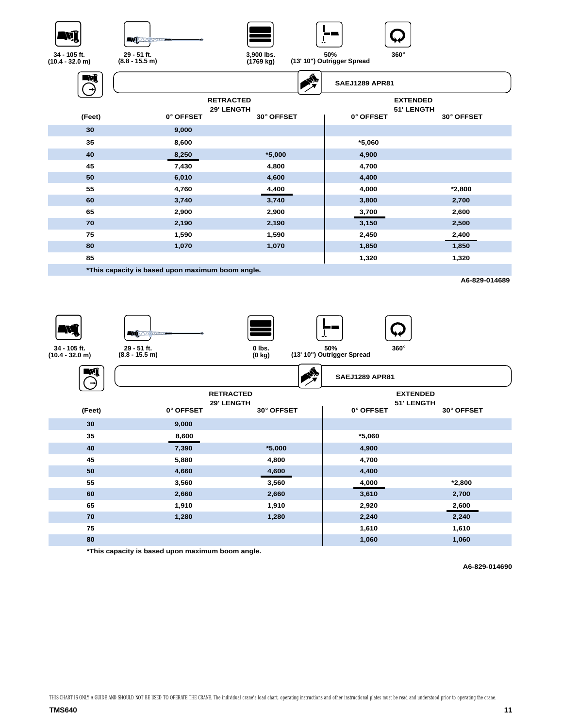34 - 105 ft. (10.4 - 32.0 m) | 29 - 51 ft. (8.8 - 15.5 m) | 3,900 lbs. (1769 kg) | 50% (13' 10") Outrigger Spread | 360°

SAEJ1289 APR81

| (Feet) | RETRACTED 29' LENGTH 0° OFFSET | RETRACTED 29' LENGTH 30° OFFSET | EXTENDED 51' LENGTH 0° OFFSET | EXTENDED 51' LENGTH 30° OFFSET |
|---|---|---|---|---|
| 30 | 9,000 | | | |
| 35 | 8,600 | | *5,060 | |
| 40 | 8,250 | *5,000 | 4,900 | |
| 45 | 7,430 | 4,800 | 4,700 | |
| 50 | 6,010 | 4,600 | 4,400 | |
| 55 | 4,760 | 4,400 | 4,000 | *2,800 |
| 60 | 3,740 | 3,740 | 3,800 | 2,700 |
| 65 | 2,900 | 2,900 | 3,700 | 2,600 |
| 70 | 2,190 | 2,190 | 3,150 | 2,500 |
| 75 | 1,590 | 1,590 | 2,450 | 2,400 |
| 80 | 1,070 | 1,070 | 1,850 | 1,850 |
| 85 | | | 1,320 | 1,320 |

*This capacity is based upon maximum boom angle.

A6-829-014689

34 - 105 ft. (10.4 - 32.0 m) | 29 - 51 ft. (8.8 - 15.5 m) | 0 lbs. (0 kg) | 50% (13' 10") Outrigger Spread | 360°

SAEJ1289 APR81

| (Feet) | RETRACTED 29' LENGTH 0° OFFSET | RETRACTED 29' LENGTH 30° OFFSET | EXTENDED 51' LENGTH 0° OFFSET | EXTENDED 51' LENGTH 30° OFFSET |
|---|---|---|---|---|
| 30 | 9,000 | | | |
| 35 | 8,600 | | *5,060 | |
| 40 | 7,390 | *5,000 | 4,900 | |
| 45 | 5,880 | 4,800 | 4,700 | |
| 50 | 4,660 | 4,600 | 4,400 | |
| 55 | 3,560 | 3,560 | 4,000 | *2,800 |
| 60 | 2,660 | 2,660 | 3,610 | 2,700 |
| 65 | 1,910 | 1,910 | 2,920 | 2,600 |
| 70 | 1,280 | 1,280 | 2,240 | 2,240 |
| 75 | | | 1,610 | 1,610 |
| 80 | | | 1,060 | 1,060 |

*This capacity is based upon maximum boom angle.

A6-829-014690

THIS CHART IS ONLY A GUIDE AND SHOULD NOT BE USED TO OPERATE THE CRANE. The individual crane's load chart, operating instructions and other instructional plates must be read and understood prior to operating the crane.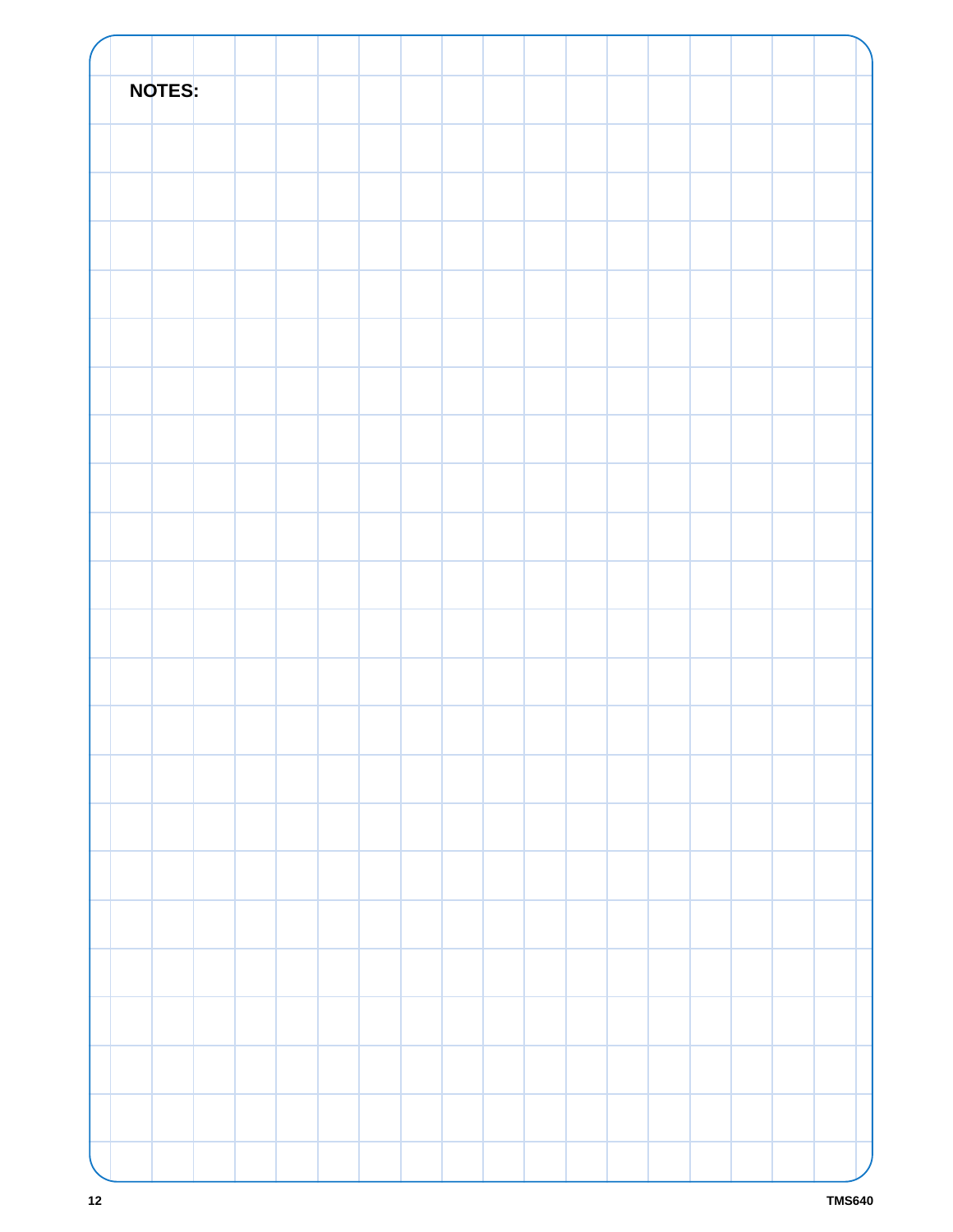**NOTES:**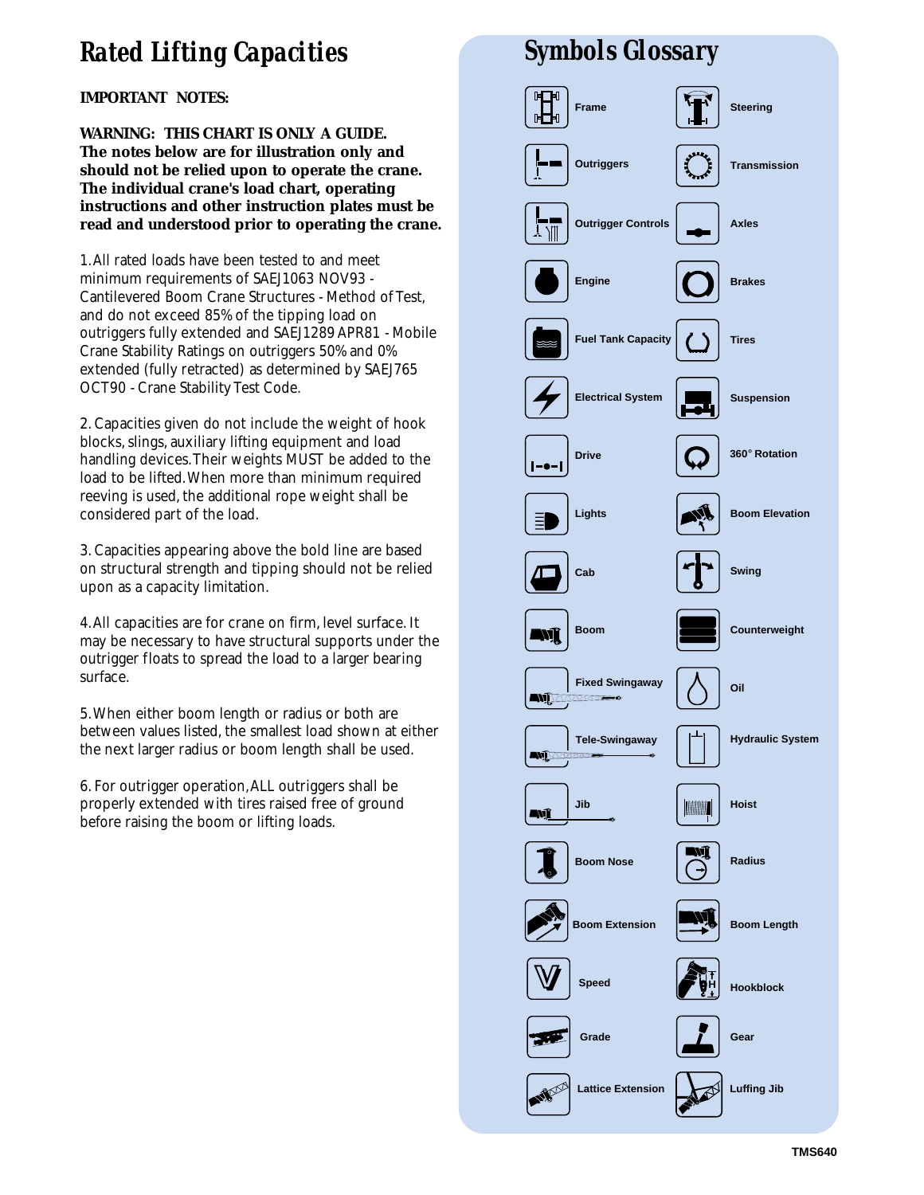# Rated Lifting Capacities

**IMPORTANT NOTES:**

**WARNING: THIS CHART IS ONLY A GUIDE. The notes below are for illustration only and should not be relied upon to operate the crane. The individual crane's load chart, operating instructions and other instruction plates must be read and understood prior to operating the crane.**

1. All rated loads have been tested to and meet minimum requirements of SAEJ1063 NOV93 - Cantilevered Boom Crane Structures - Method of Test, and do not exceed 85% of the tipping load on outriggers fully extended and SAEJ1289 APR81 - Mobile Crane Stability Ratings on outriggers 50% and 0% extended (fully retracted) as determined by SAEJ765 OCT90 - Crane Stability Test Code.

2. Capacities given do not include the weight of hook blocks, slings, auxiliary lifting equipment and load handling devices. Their weights MUST be added to the load to be lifted. When more than minimum required reeving is used, the additional rope weight shall be considered part of the load.

3. Capacities appearing above the bold line are based on structural strength and tipping should not be relied upon as a capacity limitation.

4. All capacities are for crane on firm, level surface. It may be necessary to have structural supports under the outrigger floats to spread the load to a larger bearing surface.

5. When either boom length or radius or both are between values listed, the smallest load shown at either the next larger radius or boom length shall be used.

6. For outrigger operation, ALL outriggers shall be properly extended with tires raised free of ground before raising the boom or lifting loads.

# Symbols Glossary

| | |
|---|---|
| Frame | Steering |
| Outriggers | Transmission |
| Outrigger Controls | Axles |
| Engine | Brakes |
| Fuel Tank Capacity | Tires |
| Electrical System | Suspension |
| Drive | 360° Rotation |
| Lights | Boom Elevation |
| Cab | Swing |
| Boom | Counterweight |
| Fixed Swingaway | Oil |
| Tele-Swingaway | Hydraulic System |
| Jib | Hoist |
| Boom Nose | Radius |
| Boom Extension | Boom Length |
| Speed | Hookblock |
| Grade | Gear |
| Lattice Extension | Luffing Jib |

TMS640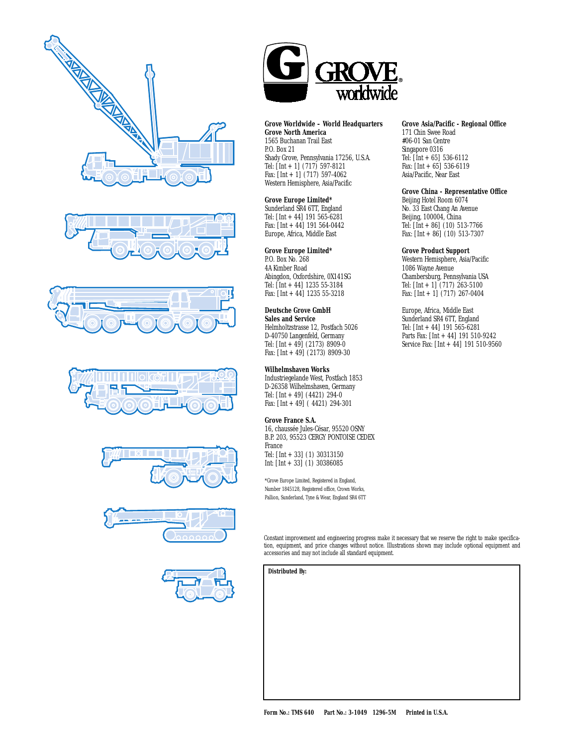GROVE worldwide

**Grove Worldwide – World Headquarters**
**Grove North America**
1565 Buchanan Trail East
P.O. Box 21
Shady Grove, Pennsylvania 17256, U.S.A.
Tel: [Int + 1] (717) 597-8121
Fax: [Int + 1] (717) 597-4062
Western Hemisphere, Asia/Pacific

**Grove Europe Limited***
Sunderland SR4 6TT, England
Tel: [Int + 44] 191 565-6281
Fax: [Int + 44] 191 564-0442
Europe, Africa, Middle East

**Grove Europe Limited***
P.O. Box No. 268
4A Kimber Road
Abingdon, Oxfordshire, 0X141SG
Tel: [Int + 44] 1235 55-3184
Fax: [Int + 44] 1235 55-3218

**Deutsche Grove GmbH**
**Sales and Service**
Helmholtzstrasse 12, Postfach 5026
D-40750 Langenfeld, Germany
Tel: [Int + 49] (2173) 8909-0
Fax: [Int + 49] (2173) 8909-30

**Wilhelmshaven Works**
Industriegelande West, Postfach 1853
D-26358 Wilhelmshaven, Germany
Tel: [Int + 49] (4421) 294-0
Fax: [Int + 49] ( 4421) 294-301

**Grove France S.A.**
16, chaussée Jules-César, 95520 OSNY
B.P. 203, 95523 CERGY PONTOISE CEDEX
France
Tel: [Int + 33] (1) 30313150
Int: [Int + 33] (1) 30386085

*Grove Europe Limited, Registered in England, Number 1845128, Registered office, Crown Works, Pallion, Sunderland, Tyne & Wear, England SR4 6TT

**Grove Asia/Pacific - Regional Office**
171 Chin Swee Road
#06-01 San Centre
Singapore 0316
Tel: [Int + 65] 536-6112
Fax: [Int + 65] 536-6119
Asia/Pacific, Near East

**Grove China - Representative Office**
Beijing Hotel Room 6074
No. 33 East Chang An Avenue
Beijing, 100004, China
Tel: [Int + 86] (10) 513-7766
Fax: [Int + 86] (10) 513-7307

**Grove Product Support**
Western Hemisphere, Asia/Pacific
1086 Wayne Avenue
Chambersburg, Pennsylvania USA
Tel: [Int + 1] (717) 263-5100
Fax: [Int + 1] (717) 267-0404

Europe, Africa, Middle East
Sunderland SR4 6TT, England
Tel: [Int + 44] 191 565-6281
Parts Fax: [Int + 44] 191 510-9242
Service Fax: [Int + 44] 191 510-9560

Constant improvement and engineering progress make it necessary that we reserve the right to make specification, equipment, and price changes without notice. Illustrations shown may include optional equipment and accessories and may not include all standard equipment.

**Distributed By:**

**Form No.: TMS 640    Part No.: 3-1049    1296-5M    Printed in U.S.A.**